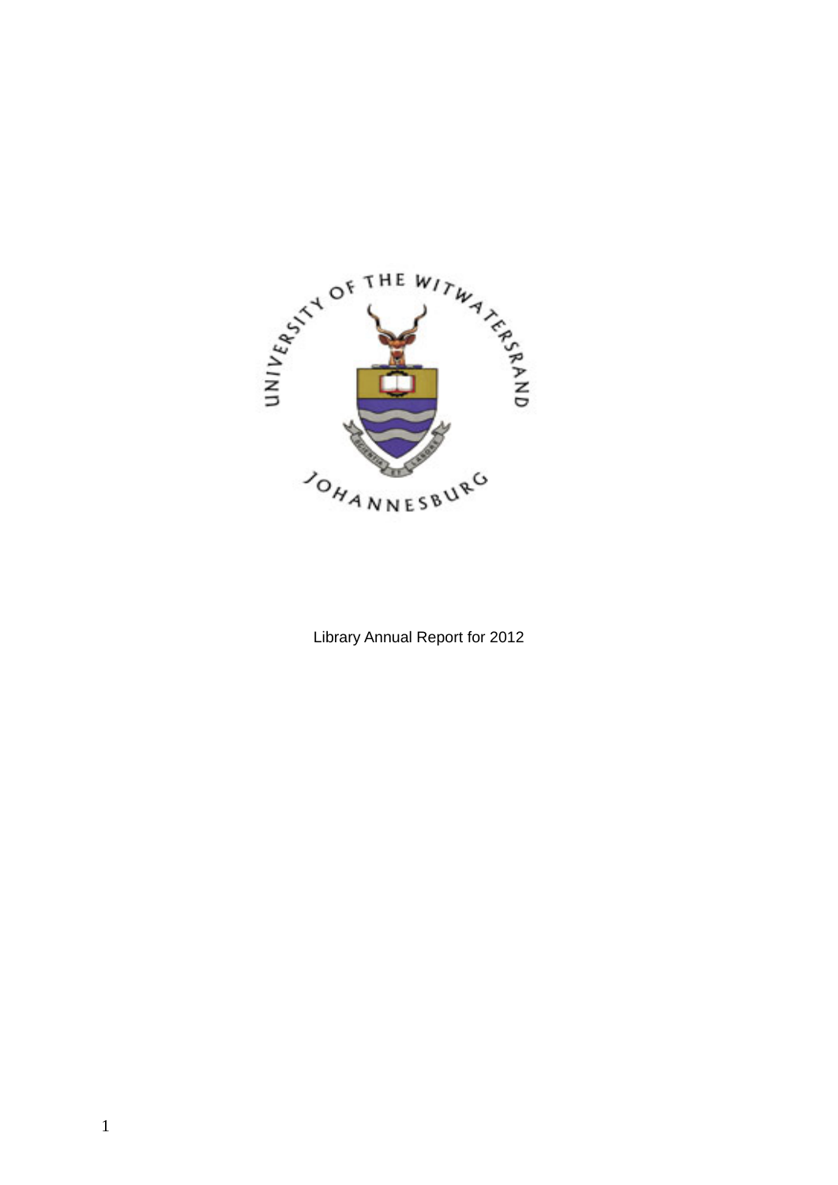Library Annual Report for 2012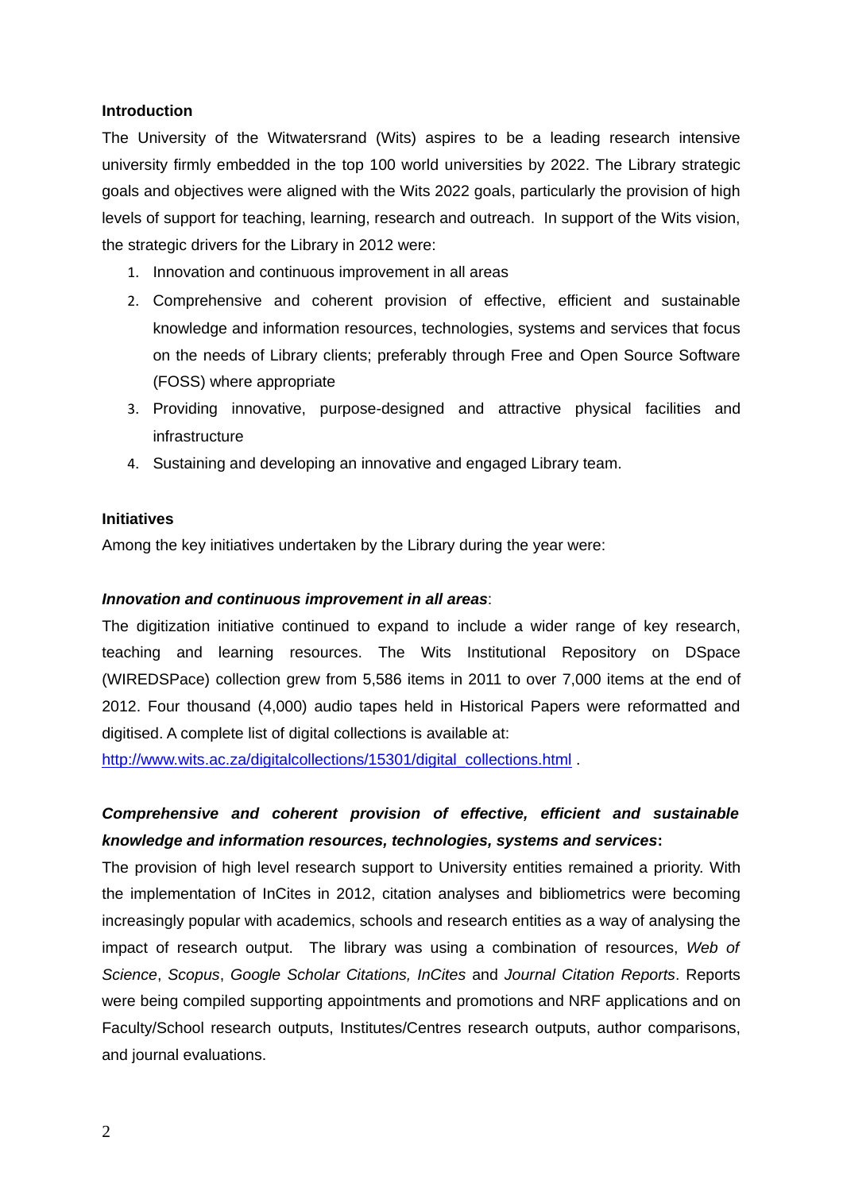**Introduction**

The University of the Witwatersrand (Wits) aspires to be a leading research intensive university firmly embedded in the top 100 world universities by 2022. The Library strategic goals and objectives were aligned with the Wits 2022 goals, particularly the provision of high levels of support for teaching, learning, research and outreach. In support of the Wits vision, the strategic drivers for the Library in 2012 were:

1. Innovation and continuous improvement in all areas
2. Comprehensive and coherent provision of effective, efficient and sustainable knowledge and information resources, technologies, systems and services that focus on the needs of Library clients; preferably through Free and Open Source Software (FOSS) where appropriate
3. Providing innovative, purpose-designed and attractive physical facilities and infrastructure
4. Sustaining and developing an innovative and engaged Library team.

**Initiatives**

Among the key initiatives undertaken by the Library during the year were:

***Innovation and continuous improvement in all areas***:

The digitization initiative continued to expand to include a wider range of key research, teaching and learning resources. The Wits Institutional Repository on DSpace (WIREDSPace) collection grew from 5,586 items in 2011 to over 7,000 items at the end of 2012. Four thousand (4,000) audio tapes held in Historical Papers were reformatted and digitised. A complete list of digital collections is available at:

http://www.wits.ac.za/digitalcollections/15301/digital_collections.html .

***Comprehensive and coherent provision of effective, efficient and sustainable knowledge and information resources, technologies, systems and services*:**

The provision of high level research support to University entities remained a priority. With the implementation of InCites in 2012, citation analyses and bibliometrics were becoming increasingly popular with academics, schools and research entities as a way of analysing the impact of research output. The library was using a combination of resources, *Web of Science*, *Scopus*, *Google Scholar Citations, InCites* and *Journal Citation Reports*. Reports were being compiled supporting appointments and promotions and NRF applications and on Faculty/School research outputs, Institutes/Centres research outputs, author comparisons, and journal evaluations.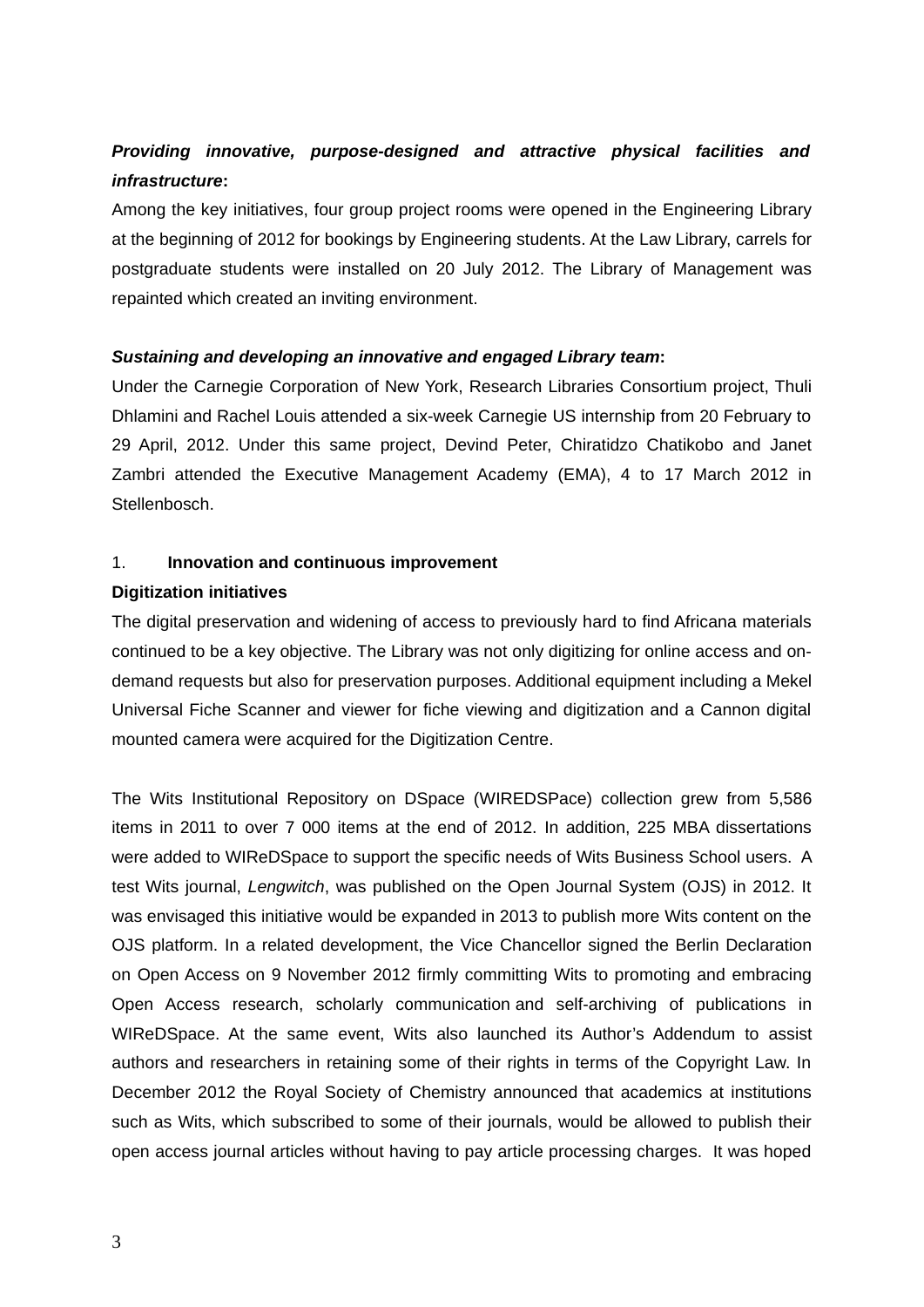***Providing innovative, purpose-designed and attractive physical facilities and infrastructure*:**

Among the key initiatives, four group project rooms were opened in the Engineering Library at the beginning of 2012 for bookings by Engineering students. At the Law Library, carrels for postgraduate students were installed on 20 July 2012. The Library of Management was repainted which created an inviting environment.

***Sustaining and developing an innovative and engaged Library team*:**

Under the Carnegie Corporation of New York, Research Libraries Consortium project, Thuli Dhlamini and Rachel Louis attended a six-week Carnegie US internship from 20 February to 29 April, 2012. Under this same project, Devind Peter, Chiratidzo Chatikobo and Janet Zambri attended the Executive Management Academy (EMA), 4 to 17 March 2012 in Stellenbosch.

1. **Innovation and continuous improvement**

**Digitization initiatives**

The digital preservation and widening of access to previously hard to find Africana materials continued to be a key objective. The Library was not only digitizing for online access and on-demand requests but also for preservation purposes. Additional equipment including a Mekel Universal Fiche Scanner and viewer for fiche viewing and digitization and a Cannon digital mounted camera were acquired for the Digitization Centre.

The Wits Institutional Repository on DSpace (WIREDSPace) collection grew from 5,586 items in 2011 to over 7 000 items at the end of 2012. In addition, 225 MBA dissertations were added to WIReDSpace to support the specific needs of Wits Business School users. A test Wits journal, *Lengwitch*, was published on the Open Journal System (OJS) in 2012. It was envisaged this initiative would be expanded in 2013 to publish more Wits content on the OJS platform. In a related development, the Vice Chancellor signed the Berlin Declaration on Open Access on 9 November 2012 firmly committing Wits to promoting and embracing Open Access research, scholarly communication and self-archiving of publications in WIReDSpace. At the same event, Wits also launched its Author's Addendum to assist authors and researchers in retaining some of their rights in terms of the Copyright Law. In December 2012 the Royal Society of Chemistry announced that academics at institutions such as Wits, which subscribed to some of their journals, would be allowed to publish their open access journal articles without having to pay article processing charges. It was hoped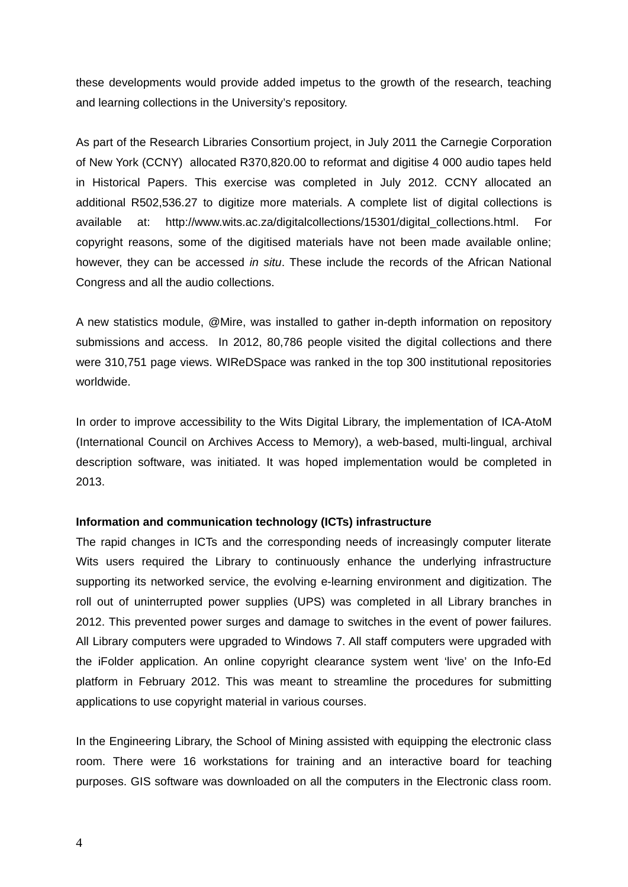these developments would provide added impetus to the growth of the research, teaching and learning collections in the University's repository.

As part of the Research Libraries Consortium project, in July 2011 the Carnegie Corporation of New York (CCNY) allocated R370,820.00 to reformat and digitise 4 000 audio tapes held in Historical Papers. This exercise was completed in July 2012. CCNY allocated an additional R502,536.27 to digitize more materials. A complete list of digital collections is available at: http://www.wits.ac.za/digitalcollections/15301/digital_collections.html. For copyright reasons, some of the digitised materials have not been made available online; however, they can be accessed *in situ*. These include the records of the African National Congress and all the audio collections.

A new statistics module, @Mire, was installed to gather in-depth information on repository submissions and access. In 2012, 80,786 people visited the digital collections and there were 310,751 page views. WIReDSpace was ranked in the top 300 institutional repositories worldwide.

In order to improve accessibility to the Wits Digital Library, the implementation of ICA-AtoM (International Council on Archives Access to Memory), a web-based, multi-lingual, archival description software, was initiated. It was hoped implementation would be completed in 2013.

**Information and communication technology (ICTs) infrastructure**

The rapid changes in ICTs and the corresponding needs of increasingly computer literate Wits users required the Library to continuously enhance the underlying infrastructure supporting its networked service, the evolving e-learning environment and digitization. The roll out of uninterrupted power supplies (UPS) was completed in all Library branches in 2012. This prevented power surges and damage to switches in the event of power failures. All Library computers were upgraded to Windows 7. All staff computers were upgraded with the iFolder application. An online copyright clearance system went 'live' on the Info-Ed platform in February 2012. This was meant to streamline the procedures for submitting applications to use copyright material in various courses.

In the Engineering Library, the School of Mining assisted with equipping the electronic class room. There were 16 workstations for training and an interactive board for teaching purposes. GIS software was downloaded on all the computers in the Electronic class room.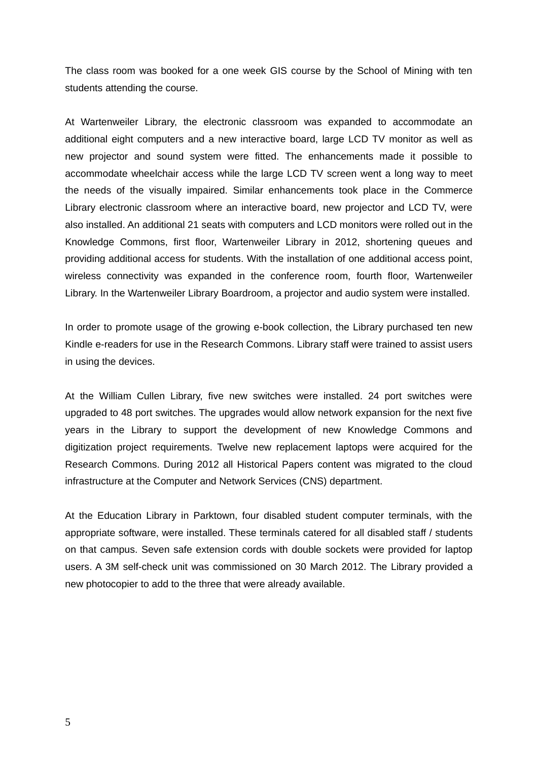The class room was booked for a one week GIS course by the School of Mining with ten students attending the course.

At Wartenweiler Library, the electronic classroom was expanded to accommodate an additional eight computers and a new interactive board, large LCD TV monitor as well as new projector and sound system were fitted. The enhancements made it possible to accommodate wheelchair access while the large LCD TV screen went a long way to meet the needs of the visually impaired. Similar enhancements took place in the Commerce Library electronic classroom where an interactive board, new projector and LCD TV, were also installed. An additional 21 seats with computers and LCD monitors were rolled out in the Knowledge Commons, first floor, Wartenweiler Library in 2012, shortening queues and providing additional access for students. With the installation of one additional access point, wireless connectivity was expanded in the conference room, fourth floor, Wartenweiler Library. In the Wartenweiler Library Boardroom, a projector and audio system were installed.

In order to promote usage of the growing e-book collection, the Library purchased ten new Kindle e-readers for use in the Research Commons. Library staff were trained to assist users in using the devices.

At the William Cullen Library, five new switches were installed. 24 port switches were upgraded to 48 port switches. The upgrades would allow network expansion for the next five years in the Library to support the development of new Knowledge Commons and digitization project requirements. Twelve new replacement laptops were acquired for the Research Commons. During 2012 all Historical Papers content was migrated to the cloud infrastructure at the Computer and Network Services (CNS) department.

At the Education Library in Parktown, four disabled student computer terminals, with the appropriate software, were installed. These terminals catered for all disabled staff / students on that campus. Seven safe extension cords with double sockets were provided for laptop users. A 3M self-check unit was commissioned on 30 March 2012. The Library provided a new photocopier to add to the three that were already available.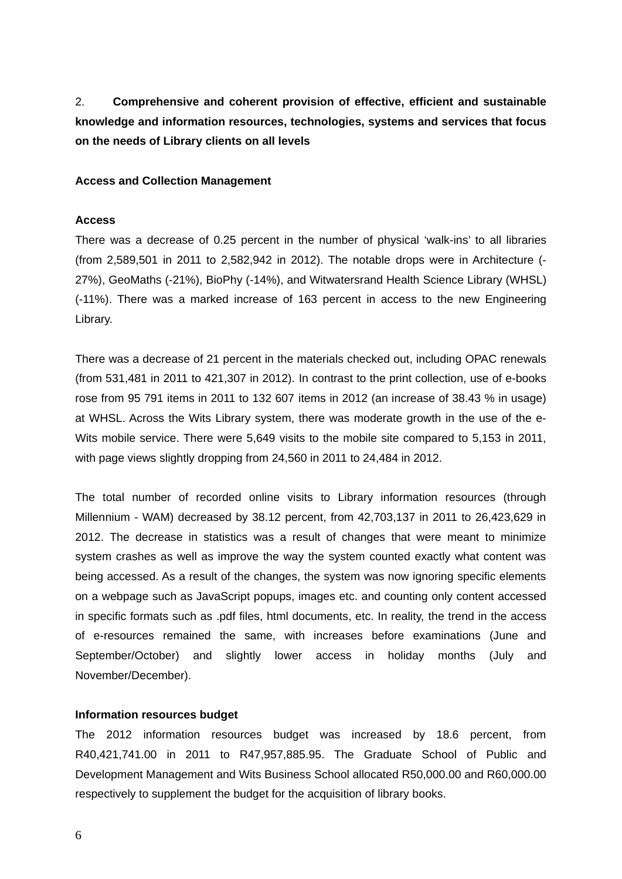2. **Comprehensive and coherent provision of effective, efficient and sustainable knowledge and information resources, technologies, systems and services that focus on the needs of Library clients on all levels**

**Access and Collection Management**

**Access**

There was a decrease of 0.25 percent in the number of physical 'walk-ins' to all libraries (from 2,589,501 in 2011 to 2,582,942 in 2012). The notable drops were in Architecture (-27%), GeoMaths (-21%), BioPhy (-14%), and Witwatersrand Health Science Library (WHSL) (-11%). There was a marked increase of 163 percent in access to the new Engineering Library.

There was a decrease of 21 percent in the materials checked out, including OPAC renewals (from 531,481 in 2011 to 421,307 in 2012). In contrast to the print collection, use of e-books rose from 95 791 items in 2011 to 132 607 items in 2012 (an increase of 38.43 % in usage) at WHSL. Across the Wits Library system, there was moderate growth in the use of the e-Wits mobile service. There were 5,649 visits to the mobile site compared to 5,153 in 2011, with page views slightly dropping from 24,560 in 2011 to 24,484 in 2012.

The total number of recorded online visits to Library information resources (through Millennium - WAM) decreased by 38.12 percent, from 42,703,137 in 2011 to 26,423,629 in 2012. The decrease in statistics was a result of changes that were meant to minimize system crashes as well as improve the way the system counted exactly what content was being accessed. As a result of the changes, the system was now ignoring specific elements on a webpage such as JavaScript popups, images etc. and counting only content accessed in specific formats such as .pdf files, html documents, etc. In reality, the trend in the access of e-resources remained the same, with increases before examinations (June and September/October) and slightly lower access in holiday months (July and November/December).

**Information resources budget**

The 2012 information resources budget was increased by 18.6 percent, from R40,421,741.00 in 2011 to R47,957,885.95. The Graduate School of Public and Development Management and Wits Business School allocated R50,000.00 and R60,000.00 respectively to supplement the budget for the acquisition of library books.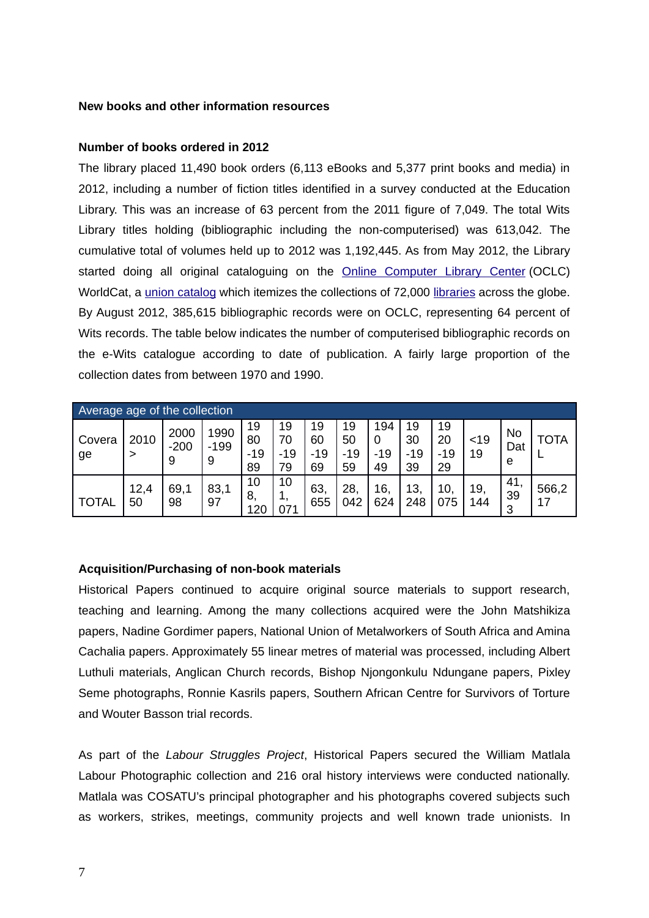**New books and other information resources**

**Number of books ordered in 2012**

The library placed 11,490 book orders (6,113 eBooks and 5,377 print books and media) in 2012, including a number of fiction titles identified in a survey conducted at the Education Library. This was an increase of 63 percent from the 2011 figure of 7,049. The total Wits Library titles holding (bibliographic including the non-computerised) was 613,042. The cumulative total of volumes held up to 2012 was 1,192,445. As from May 2012, the Library started doing all original cataloguing on the Online Computer Library Center (OCLC) WorldCat, a union catalog which itemizes the collections of 72,000 libraries across the globe. By August 2012, 385,615 bibliographic records were on OCLC, representing 64 percent of Wits records. The table below indicates the number of computerised bibliographic records on the e-Wits catalogue according to date of publication. A fairly large proportion of the collection dates from between 1970 and 1990.

| Average age of the collection | | | | | | | | | | | | | | |
|---|---|---|---|---|---|---|---|---|---|---|---|---|---|---|
| Coverage | 2010 > | 2000-2009 | 1990-1999 | 1980-1989 | 1970-1979 | 1960-1969 | 1950-1959 | 1940-1949 | 1930-1939 | 1920-1929 | <1919 | No Date | TOTAL |
| TOTAL | 12,450 | 69,198 | 83,197 | 108,120 | 101,071 | 63,655 | 28,042 | 16,624 | 13,248 | 10,075 | 19,144 | 41,393 | 566,217 |

**Acquisition/Purchasing of non-book materials**

Historical Papers continued to acquire original source materials to support research, teaching and learning. Among the many collections acquired were the John Matshikiza papers, Nadine Gordimer papers, National Union of Metalworkers of South Africa and Amina Cachalia papers. Approximately 55 linear metres of material was processed, including Albert Luthuli materials, Anglican Church records, Bishop Njongonkulu Ndungane papers, Pixley Seme photographs, Ronnie Kasrils papers, Southern African Centre for Survivors of Torture and Wouter Basson trial records.

As part of the *Labour Struggles Project*, Historical Papers secured the William Matlala Labour Photographic collection and 216 oral history interviews were conducted nationally. Matlala was COSATU's principal photographer and his photographs covered subjects such as workers, strikes, meetings, community projects and well known trade unionists. In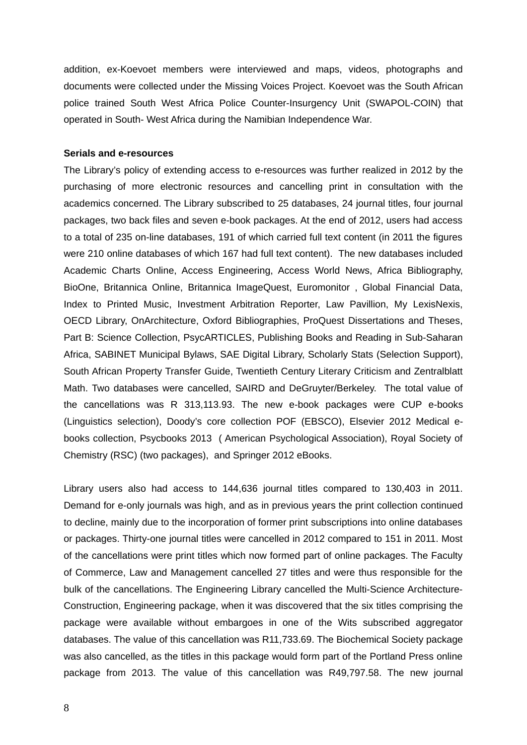addition, ex-Koevoet members were interviewed and maps, videos, photographs and documents were collected under the Missing Voices Project. Koevoet was the South African police trained South West Africa Police Counter-Insurgency Unit (SWAPOL-COIN) that operated in South- West Africa during the Namibian Independence War.

**Serials and e-resources**

The Library's policy of extending access to e-resources was further realized in 2012 by the purchasing of more electronic resources and cancelling print in consultation with the academics concerned. The Library subscribed to 25 databases, 24 journal titles, four journal packages, two back files and seven e-book packages. At the end of 2012, users had access to a total of 235 on-line databases, 191 of which carried full text content (in 2011 the figures were 210 online databases of which 167 had full text content). The new databases included Academic Charts Online, Access Engineering, Access World News, Africa Bibliography, BioOne, Britannica Online, Britannica ImageQuest, Euromonitor , Global Financial Data, Index to Printed Music, Investment Arbitration Reporter, Law Pavillion, My LexisNexis, OECD Library, OnArchitecture, Oxford Bibliographies, ProQuest Dissertations and Theses, Part B: Science Collection, PsycARTICLES, Publishing Books and Reading in Sub-Saharan Africa, SABINET Municipal Bylaws, SAE Digital Library, Scholarly Stats (Selection Support), South African Property Transfer Guide, Twentieth Century Literary Criticism and Zentralblatt Math. Two databases were cancelled, SAIRD and DeGruyter/Berkeley. The total value of the cancellations was R 313,113.93. The new e-book packages were CUP e-books (Linguistics selection), Doody's core collection POF (EBSCO), Elsevier 2012 Medical e-books collection, Psycbooks 2013 ( American Psychological Association), Royal Society of Chemistry (RSC) (two packages), and Springer 2012 eBooks.

Library users also had access to 144,636 journal titles compared to 130,403 in 2011. Demand for e-only journals was high, and as in previous years the print collection continued to decline, mainly due to the incorporation of former print subscriptions into online databases or packages. Thirty-one journal titles were cancelled in 2012 compared to 151 in 2011. Most of the cancellations were print titles which now formed part of online packages. The Faculty of Commerce, Law and Management cancelled 27 titles and were thus responsible for the bulk of the cancellations. The Engineering Library cancelled the Multi-Science Architecture-Construction, Engineering package, when it was discovered that the six titles comprising the package were available without embargoes in one of the Wits subscribed aggregator databases. The value of this cancellation was R11,733.69. The Biochemical Society package was also cancelled, as the titles in this package would form part of the Portland Press online package from 2013. The value of this cancellation was R49,797.58. The new journal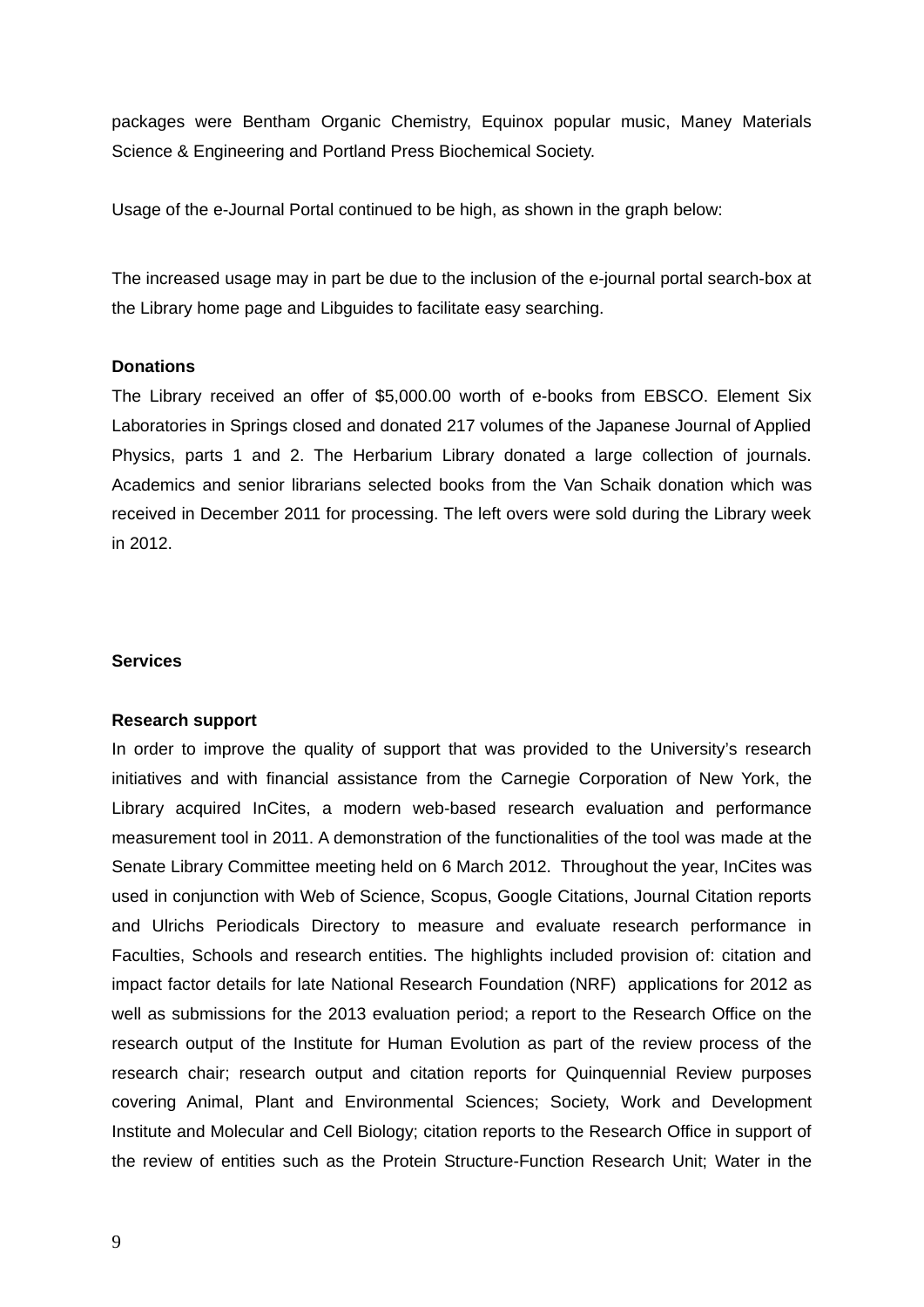packages were Bentham Organic Chemistry, Equinox popular music, Maney Materials Science & Engineering and Portland Press Biochemical Society.

Usage of the e-Journal Portal continued to be high, as shown in the graph below:

The increased usage may in part be due to the inclusion of the e-journal portal search-box at the Library home page and Libguides to facilitate easy searching.

**Donations**

The Library received an offer of $5,000.00 worth of e-books from EBSCO. Element Six Laboratories in Springs closed and donated 217 volumes of the Japanese Journal of Applied Physics, parts 1 and 2. The Herbarium Library donated a large collection of journals. Academics and senior librarians selected books from the Van Schaik donation which was received in December 2011 for processing. The left overs were sold during the Library week in 2012.

**Services**

**Research support**

In order to improve the quality of support that was provided to the University's research initiatives and with financial assistance from the Carnegie Corporation of New York, the Library acquired InCites, a modern web-based research evaluation and performance measurement tool in 2011. A demonstration of the functionalities of the tool was made at the Senate Library Committee meeting held on 6 March 2012. Throughout the year, InCites was used in conjunction with Web of Science, Scopus, Google Citations, Journal Citation reports and Ulrichs Periodicals Directory to measure and evaluate research performance in Faculties, Schools and research entities. The highlights included provision of: citation and impact factor details for late National Research Foundation (NRF) applications for 2012 as well as submissions for the 2013 evaluation period; a report to the Research Office on the research output of the Institute for Human Evolution as part of the review process of the research chair; research output and citation reports for Quinquennial Review purposes covering Animal, Plant and Environmental Sciences; Society, Work and Development Institute and Molecular and Cell Biology; citation reports to the Research Office in support of the review of entities such as the Protein Structure-Function Research Unit; Water in the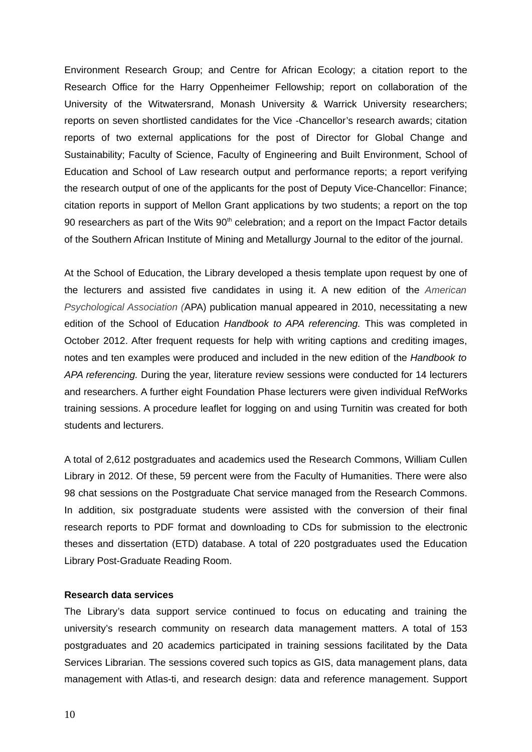Environment Research Group; and Centre for African Ecology; a citation report to the Research Office for the Harry Oppenheimer Fellowship; report on collaboration of the University of the Witwatersrand, Monash University & Warrick University researchers; reports on seven shortlisted candidates for the Vice -Chancellor's research awards; citation reports of two external applications for the post of Director for Global Change and Sustainability; Faculty of Science, Faculty of Engineering and Built Environment, School of Education and School of Law research output and performance reports; a report verifying the research output of one of the applicants for the post of Deputy Vice-Chancellor: Finance; citation reports in support of Mellon Grant applications by two students; a report on the top 90 researchers as part of the Wits 90th celebration; and a report on the Impact Factor details of the Southern African Institute of Mining and Metallurgy Journal to the editor of the journal.

At the School of Education, the Library developed a thesis template upon request by one of the lecturers and assisted five candidates in using it. A new edition of the *American Psychological Association (*APA) publication manual appeared in 2010, necessitating a new edition of the School of Education *Handbook to APA referencing.* This was completed in October 2012. After frequent requests for help with writing captions and crediting images, notes and ten examples were produced and included in the new edition of the *Handbook to APA referencing.* During the year, literature review sessions were conducted for 14 lecturers and researchers. A further eight Foundation Phase lecturers were given individual RefWorks training sessions. A procedure leaflet for logging on and using Turnitin was created for both students and lecturers.

A total of 2,612 postgraduates and academics used the Research Commons, William Cullen Library in 2012. Of these, 59 percent were from the Faculty of Humanities. There were also 98 chat sessions on the Postgraduate Chat service managed from the Research Commons. In addition, six postgraduate students were assisted with the conversion of their final research reports to PDF format and downloading to CDs for submission to the electronic theses and dissertation (ETD) database. A total of 220 postgraduates used the Education Library Post-Graduate Reading Room.

**Research data services**

The Library's data support service continued to focus on educating and training the university's research community on research data management matters. A total of 153 postgraduates and 20 academics participated in training sessions facilitated by the Data Services Librarian. The sessions covered such topics as GIS, data management plans, data management with Atlas-ti, and research design: data and reference management. Support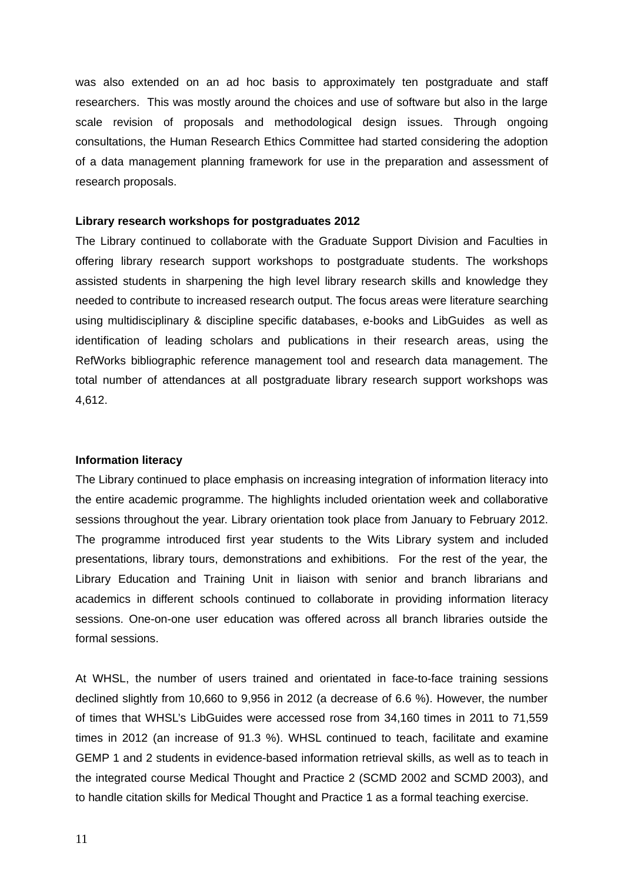was also extended on an ad hoc basis to approximately ten postgraduate and staff researchers. This was mostly around the choices and use of software but also in the large scale revision of proposals and methodological design issues. Through ongoing consultations, the Human Research Ethics Committee had started considering the adoption of a data management planning framework for use in the preparation and assessment of research proposals.

**Library research workshops for postgraduates 2012**

The Library continued to collaborate with the Graduate Support Division and Faculties in offering library research support workshops to postgraduate students. The workshops assisted students in sharpening the high level library research skills and knowledge they needed to contribute to increased research output. The focus areas were literature searching using multidisciplinary & discipline specific databases, e-books and LibGuides as well as identification of leading scholars and publications in their research areas, using the RefWorks bibliographic reference management tool and research data management. The total number of attendances at all postgraduate library research support workshops was 4,612.

**Information literacy**

The Library continued to place emphasis on increasing integration of information literacy into the entire academic programme. The highlights included orientation week and collaborative sessions throughout the year. Library orientation took place from January to February 2012. The programme introduced first year students to the Wits Library system and included presentations, library tours, demonstrations and exhibitions. For the rest of the year, the Library Education and Training Unit in liaison with senior and branch librarians and academics in different schools continued to collaborate in providing information literacy sessions. One-on-one user education was offered across all branch libraries outside the formal sessions.

At WHSL, the number of users trained and orientated in face-to-face training sessions declined slightly from 10,660 to 9,956 in 2012 (a decrease of 6.6 %). However, the number of times that WHSL's LibGuides were accessed rose from 34,160 times in 2011 to 71,559 times in 2012 (an increase of 91.3 %). WHSL continued to teach, facilitate and examine GEMP 1 and 2 students in evidence-based information retrieval skills, as well as to teach in the integrated course Medical Thought and Practice 2 (SCMD 2002 and SCMD 2003), and to handle citation skills for Medical Thought and Practice 1 as a formal teaching exercise.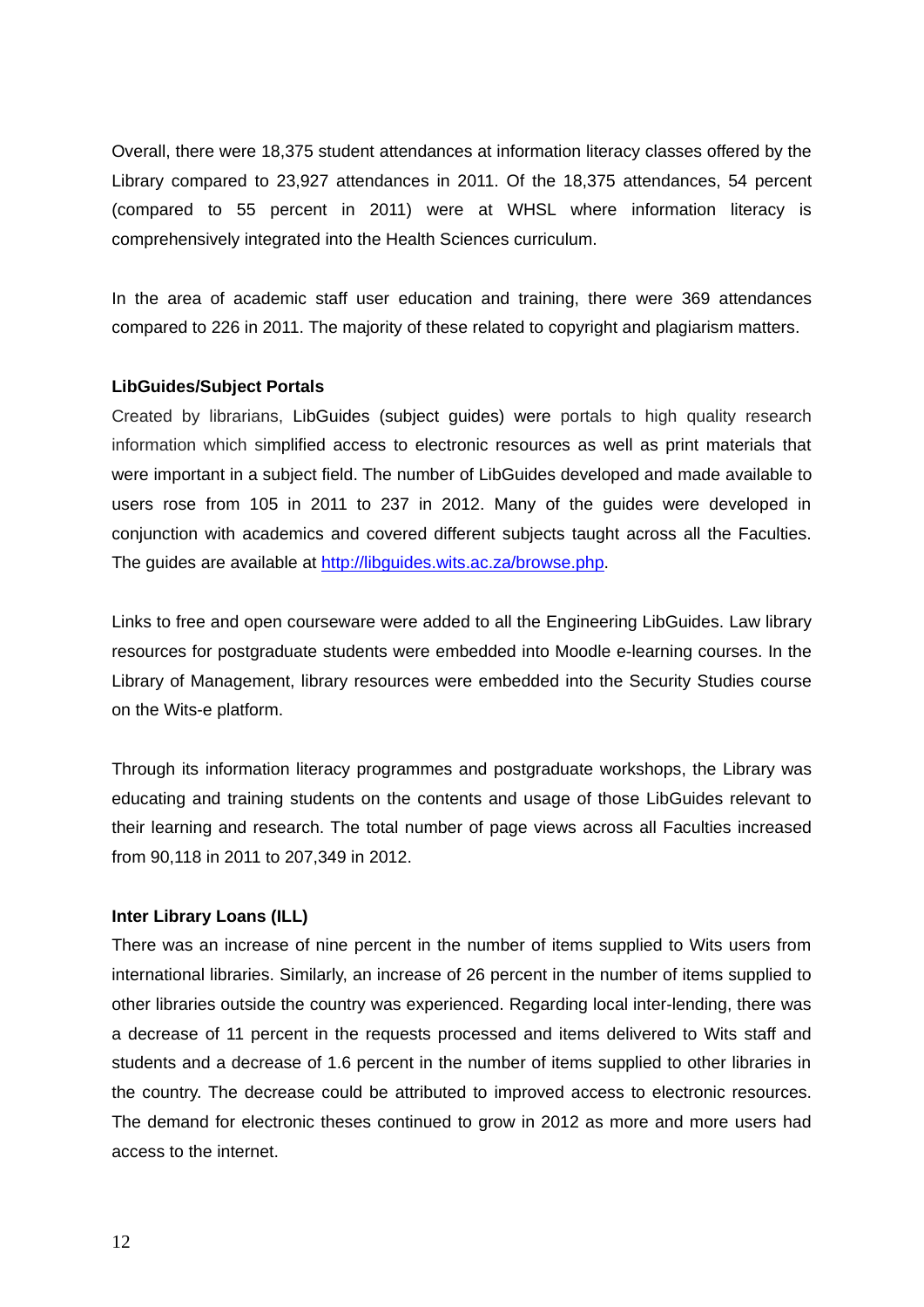Overall, there were 18,375 student attendances at information literacy classes offered by the Library compared to 23,927 attendances in 2011. Of the 18,375 attendances, 54 percent (compared to 55 percent in 2011) were at WHSL where information literacy is comprehensively integrated into the Health Sciences curriculum.

In the area of academic staff user education and training, there were 369 attendances compared to 226 in 2011. The majority of these related to copyright and plagiarism matters.

**LibGuides/Subject Portals**

Created by librarians, LibGuides (subject guides) were portals to high quality research information which simplified access to electronic resources as well as print materials that were important in a subject field. The number of LibGuides developed and made available to users rose from 105 in 2011 to 237 in 2012. Many of the guides were developed in conjunction with academics and covered different subjects taught across all the Faculties. The guides are available at [http://libguides.wits.ac.za/browse.php](http://libguides.wits.ac.za/browse.php).

Links to free and open courseware were added to all the Engineering LibGuides. Law library resources for postgraduate students were embedded into Moodle e-learning courses. In the Library of Management, library resources were embedded into the Security Studies course on the Wits-e platform.

Through its information literacy programmes and postgraduate workshops, the Library was educating and training students on the contents and usage of those LibGuides relevant to their learning and research. The total number of page views across all Faculties increased from 90,118 in 2011 to 207,349 in 2012.

**Inter Library Loans (ILL)**

There was an increase of nine percent in the number of items supplied to Wits users from international libraries. Similarly, an increase of 26 percent in the number of items supplied to other libraries outside the country was experienced. Regarding local inter-lending, there was a decrease of 11 percent in the requests processed and items delivered to Wits staff and students and a decrease of 1.6 percent in the number of items supplied to other libraries in the country. The decrease could be attributed to improved access to electronic resources. The demand for electronic theses continued to grow in 2012 as more and more users had access to the internet.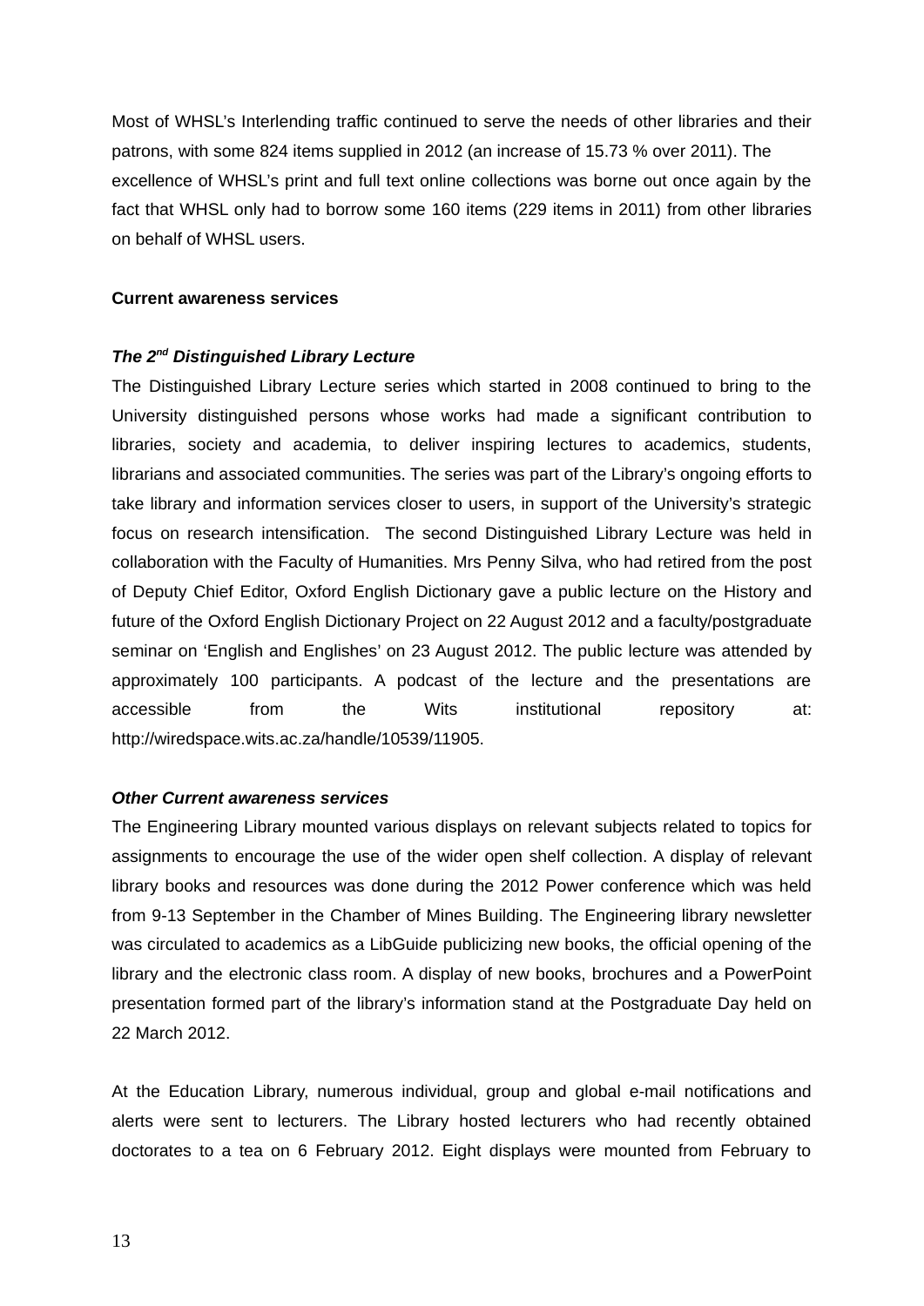Most of WHSL's Interlending traffic continued to serve the needs of other libraries and their patrons, with some 824 items supplied in 2012 (an increase of 15.73 % over 2011). The excellence of WHSL's print and full text online collections was borne out once again by the fact that WHSL only had to borrow some 160 items (229 items in 2011) from other libraries on behalf of WHSL users.

**Current awareness services**

***The 2nd Distinguished Library Lecture***

The Distinguished Library Lecture series which started in 2008 continued to bring to the University distinguished persons whose works had made a significant contribution to libraries, society and academia, to deliver inspiring lectures to academics, students, librarians and associated communities. The series was part of the Library's ongoing efforts to take library and information services closer to users, in support of the University's strategic focus on research intensification. The second Distinguished Library Lecture was held in collaboration with the Faculty of Humanities. Mrs Penny Silva, who had retired from the post of Deputy Chief Editor, Oxford English Dictionary gave a public lecture on the History and future of the Oxford English Dictionary Project on 22 August 2012 and a faculty/postgraduate seminar on 'English and Englishes' on 23 August 2012. The public lecture was attended by approximately 100 participants. A podcast of the lecture and the presentations are accessible from the Wits institutional repository at: http://wiredspace.wits.ac.za/handle/10539/11905.

***Other Current awareness services***

The Engineering Library mounted various displays on relevant subjects related to topics for assignments to encourage the use of the wider open shelf collection. A display of relevant library books and resources was done during the 2012 Power conference which was held from 9-13 September in the Chamber of Mines Building. The Engineering library newsletter was circulated to academics as a LibGuide publicizing new books, the official opening of the library and the electronic class room. A display of new books, brochures and a PowerPoint presentation formed part of the library's information stand at the Postgraduate Day held on 22 March 2012.

At the Education Library, numerous individual, group and global e-mail notifications and alerts were sent to lecturers. The Library hosted lecturers who had recently obtained doctorates to a tea on 6 February 2012. Eight displays were mounted from February to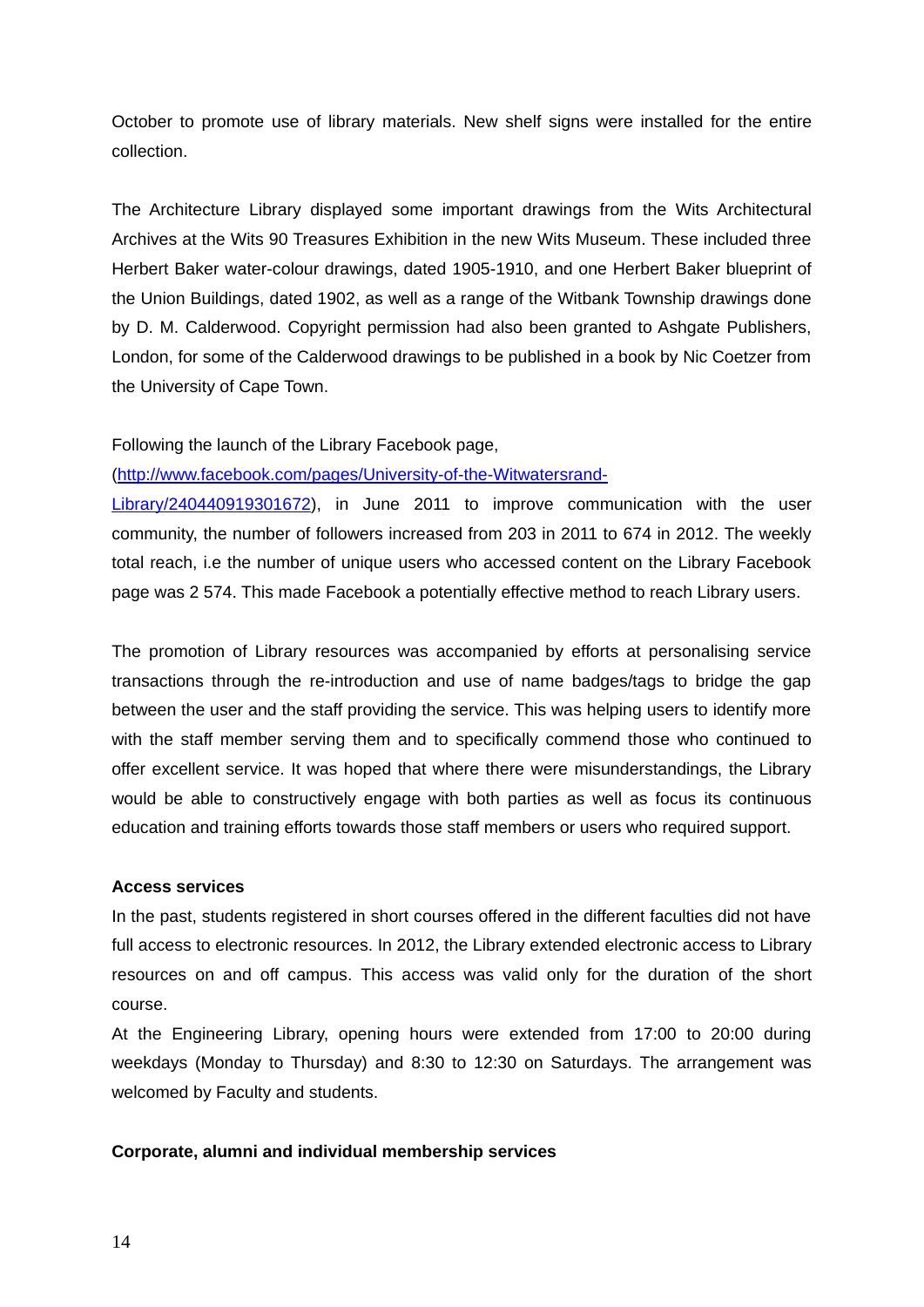October to promote use of library materials. New shelf signs were installed for the entire collection.

The Architecture Library displayed some important drawings from the Wits Architectural Archives at the Wits 90 Treasures Exhibition in the new Wits Museum. These included three Herbert Baker water-colour drawings, dated 1905-1910, and one Herbert Baker blueprint of the Union Buildings, dated 1902, as well as a range of the Witbank Township drawings done by D. M. Calderwood. Copyright permission had also been granted to Ashgate Publishers, London, for some of the Calderwood drawings to be published in a book by Nic Coetzer from the University of Cape Town.

Following the launch of the Library Facebook page, (http://www.facebook.com/pages/University-of-the-Witwatersrand-Library/240440919301672), in June 2011 to improve communication with the user community, the number of followers increased from 203 in 2011 to 674 in 2012. The weekly total reach, i.e the number of unique users who accessed content on the Library Facebook page was 2 574. This made Facebook a potentially effective method to reach Library users.

The promotion of Library resources was accompanied by efforts at personalising service transactions through the re-introduction and use of name badges/tags to bridge the gap between the user and the staff providing the service. This was helping users to identify more with the staff member serving them and to specifically commend those who continued to offer excellent service. It was hoped that where there were misunderstandings, the Library would be able to constructively engage with both parties as well as focus its continuous education and training efforts towards those staff members or users who required support.

**Access services**

In the past, students registered in short courses offered in the different faculties did not have full access to electronic resources. In 2012, the Library extended electronic access to Library resources on and off campus. This access was valid only for the duration of the short course.

At the Engineering Library, opening hours were extended from 17:00 to 20:00 during weekdays (Monday to Thursday) and 8:30 to 12:30 on Saturdays. The arrangement was welcomed by Faculty and students.

**Corporate, alumni and individual membership services**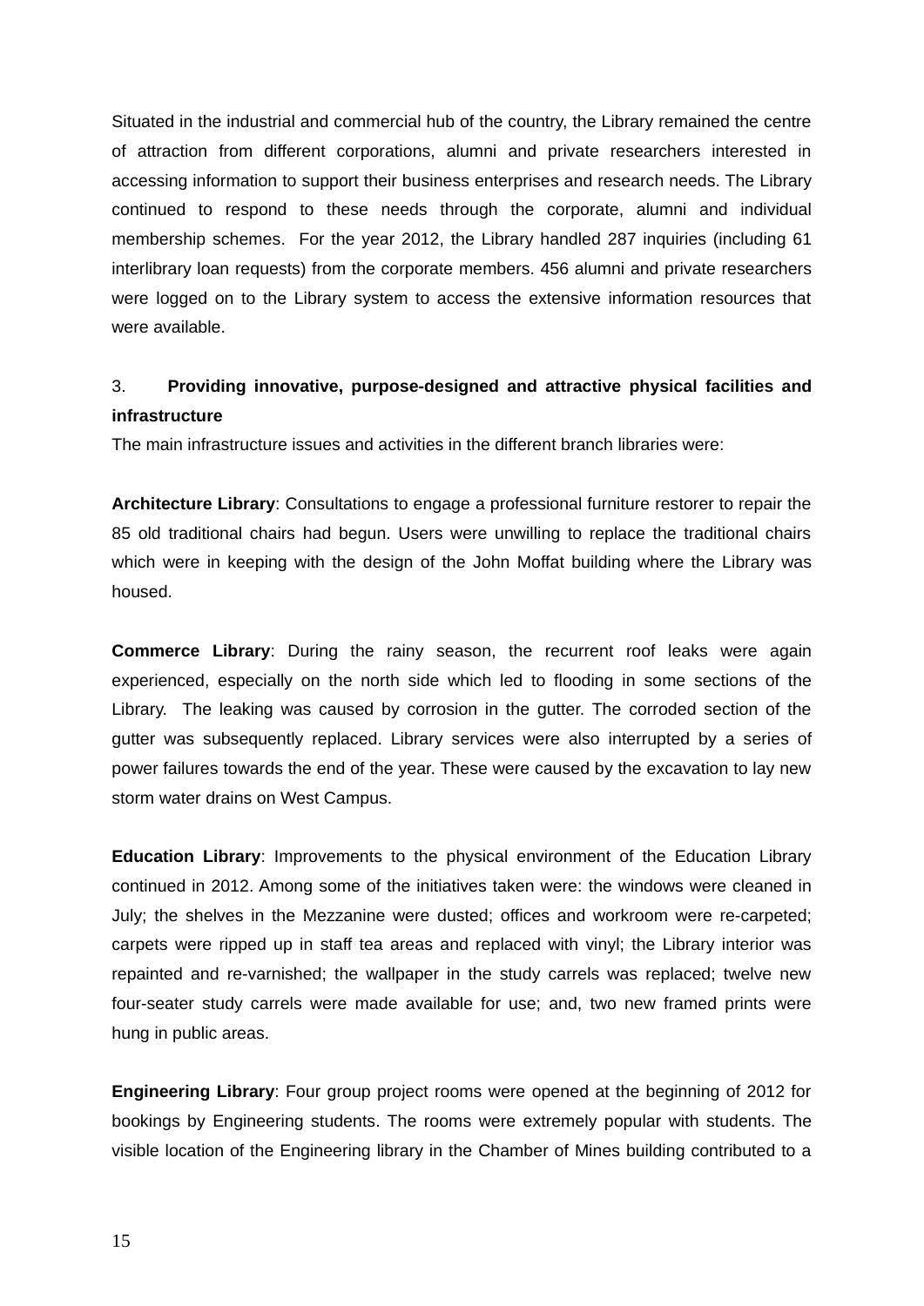Situated in the industrial and commercial hub of the country, the Library remained the centre of attraction from different corporations, alumni and private researchers interested in accessing information to support their business enterprises and research needs. The Library continued to respond to these needs through the corporate, alumni and individual membership schemes. For the year 2012, the Library handled 287 inquiries (including 61 interlibrary loan requests) from the corporate members. 456 alumni and private researchers were logged on to the Library system to access the extensive information resources that were available.

3. **Providing innovative, purpose-designed and attractive physical facilities and infrastructure**

The main infrastructure issues and activities in the different branch libraries were:

**Architecture Library**: Consultations to engage a professional furniture restorer to repair the 85 old traditional chairs had begun. Users were unwilling to replace the traditional chairs which were in keeping with the design of the John Moffat building where the Library was housed.

**Commerce Library**: During the rainy season, the recurrent roof leaks were again experienced, especially on the north side which led to flooding in some sections of the Library. The leaking was caused by corrosion in the gutter. The corroded section of the gutter was subsequently replaced. Library services were also interrupted by a series of power failures towards the end of the year. These were caused by the excavation to lay new storm water drains on West Campus.

**Education Library**: Improvements to the physical environment of the Education Library continued in 2012. Among some of the initiatives taken were: the windows were cleaned in July; the shelves in the Mezzanine were dusted; offices and workroom were re-carpeted; carpets were ripped up in staff tea areas and replaced with vinyl; the Library interior was repainted and re-varnished; the wallpaper in the study carrels was replaced; twelve new four-seater study carrels were made available for use; and, two new framed prints were hung in public areas.

**Engineering Library**: Four group project rooms were opened at the beginning of 2012 for bookings by Engineering students. The rooms were extremely popular with students. The visible location of the Engineering library in the Chamber of Mines building contributed to a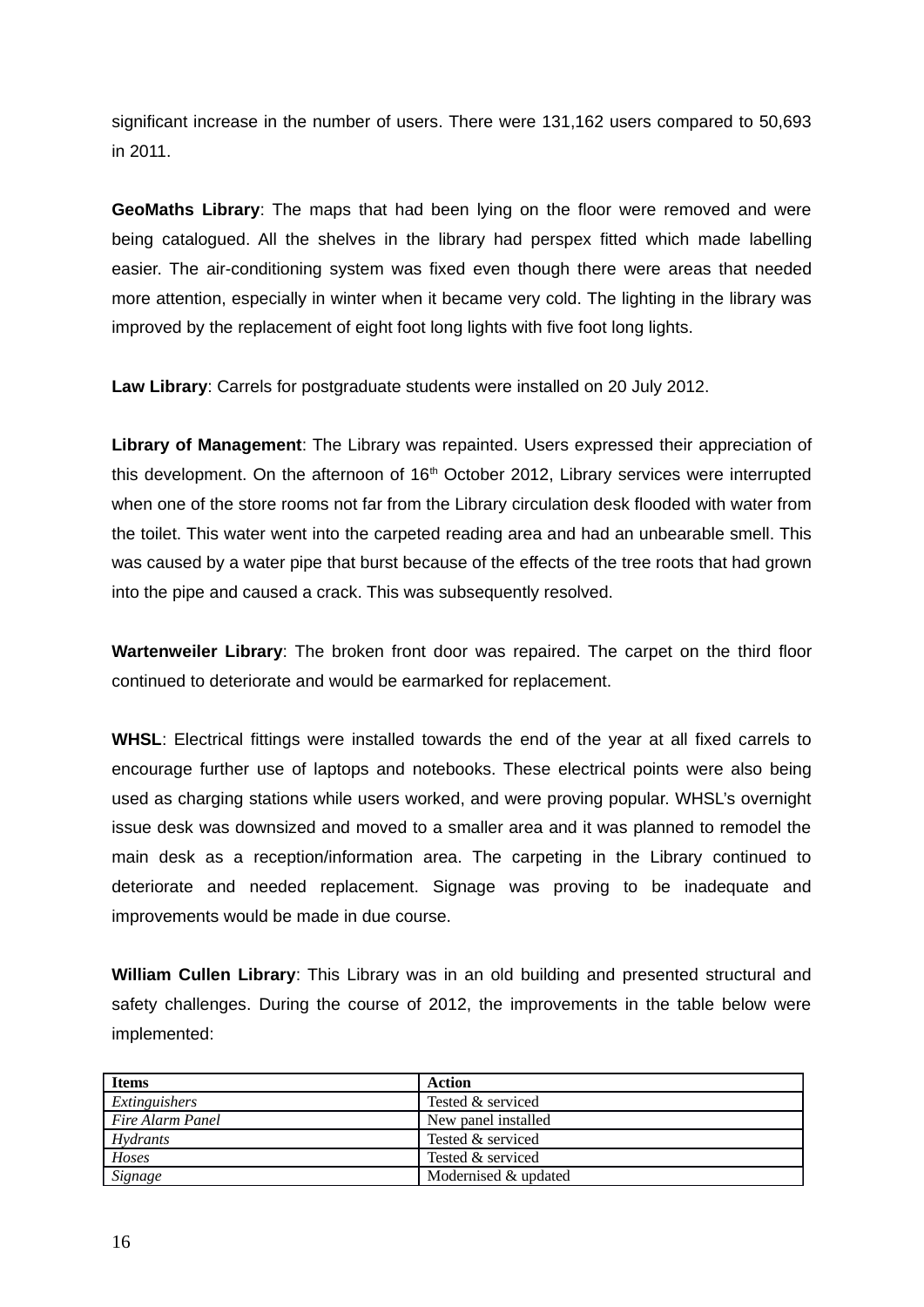significant increase in the number of users. There were 131,162 users compared to 50,693 in 2011.

**GeoMaths Library**: The maps that had been lying on the floor were removed and were being catalogued. All the shelves in the library had perspex fitted which made labelling easier. The air-conditioning system was fixed even though there were areas that needed more attention, especially in winter when it became very cold. The lighting in the library was improved by the replacement of eight foot long lights with five foot long lights.

**Law Library**: Carrels for postgraduate students were installed on 20 July 2012.

**Library of Management**: The Library was repainted. Users expressed their appreciation of this development. On the afternoon of 16th October 2012, Library services were interrupted when one of the store rooms not far from the Library circulation desk flooded with water from the toilet. This water went into the carpeted reading area and had an unbearable smell. This was caused by a water pipe that burst because of the effects of the tree roots that had grown into the pipe and caused a crack. This was subsequently resolved.

**Wartenweiler Library**: The broken front door was repaired. The carpet on the third floor continued to deteriorate and would be earmarked for replacement.

**WHSL**: Electrical fittings were installed towards the end of the year at all fixed carrels to encourage further use of laptops and notebooks. These electrical points were also being used as charging stations while users worked, and were proving popular. WHSL's overnight issue desk was downsized and moved to a smaller area and it was planned to remodel the main desk as a reception/information area. The carpeting in the Library continued to deteriorate and needed replacement. Signage was proving to be inadequate and improvements would be made in due course.

**William Cullen Library**: This Library was in an old building and presented structural and safety challenges. During the course of 2012, the improvements in the table below were implemented:

| **Items** | **Action** |
|---|---|
| *Extinguishers* | Tested & serviced |
| *Fire Alarm Panel* | New panel installed |
| *Hydrants* | Tested & serviced |
| *Hoses* | Tested & serviced |
| *Signage* | Modernised & updated |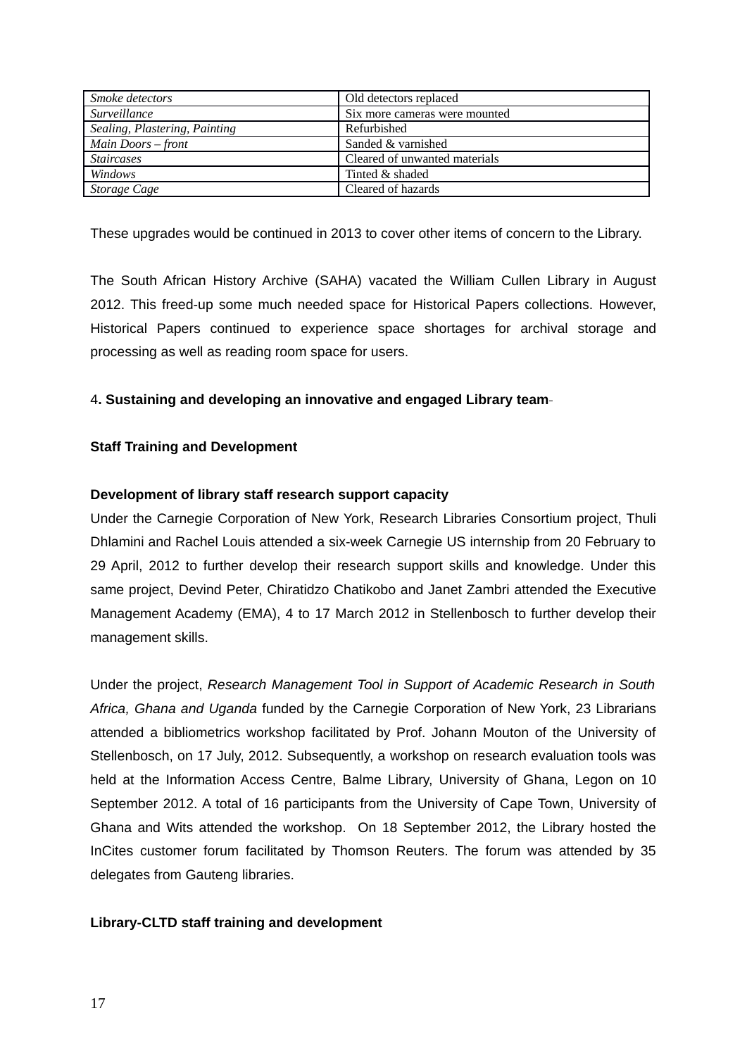| | |
|---|---|
| *Smoke detectors* | Old detectors replaced |
| *Surveillance* | Six more cameras were mounted |
| *Sealing, Plastering, Painting* | Refurbished |
| *Main Doors – front* | Sanded & varnished |
| *Staircases* | Cleared of unwanted materials |
| *Windows* | Tinted & shaded |
| *Storage Cage* | Cleared of hazards |

These upgrades would be continued in 2013 to cover other items of concern to the Library.

The South African History Archive (SAHA) vacated the William Cullen Library in August 2012. This freed-up some much needed space for Historical Papers collections. However, Historical Papers continued to experience space shortages for archival storage and processing as well as reading room space for users.

### 4. Sustaining and developing an innovative and engaged Library team

**Staff Training and Development**

**Development of library staff research support capacity**

Under the Carnegie Corporation of New York, Research Libraries Consortium project, Thuli Dhlamini and Rachel Louis attended a six-week Carnegie US internship from 20 February to 29 April, 2012 to further develop their research support skills and knowledge. Under this same project, Devind Peter, Chiratidzo Chatikobo and Janet Zambri attended the Executive Management Academy (EMA), 4 to 17 March 2012 in Stellenbosch to further develop their management skills.

Under the project, *Research Management Tool in Support of Academic Research in South Africa, Ghana and Uganda* funded by the Carnegie Corporation of New York, 23 Librarians attended a bibliometrics workshop facilitated by Prof. Johann Mouton of the University of Stellenbosch, on 17 July, 2012. Subsequently, a workshop on research evaluation tools was held at the Information Access Centre, Balme Library, University of Ghana, Legon on 10 September 2012. A total of 16 participants from the University of Cape Town, University of Ghana and Wits attended the workshop. On 18 September 2012, the Library hosted the InCites customer forum facilitated by Thomson Reuters. The forum was attended by 35 delegates from Gauteng libraries.

**Library-CLTD staff training and development**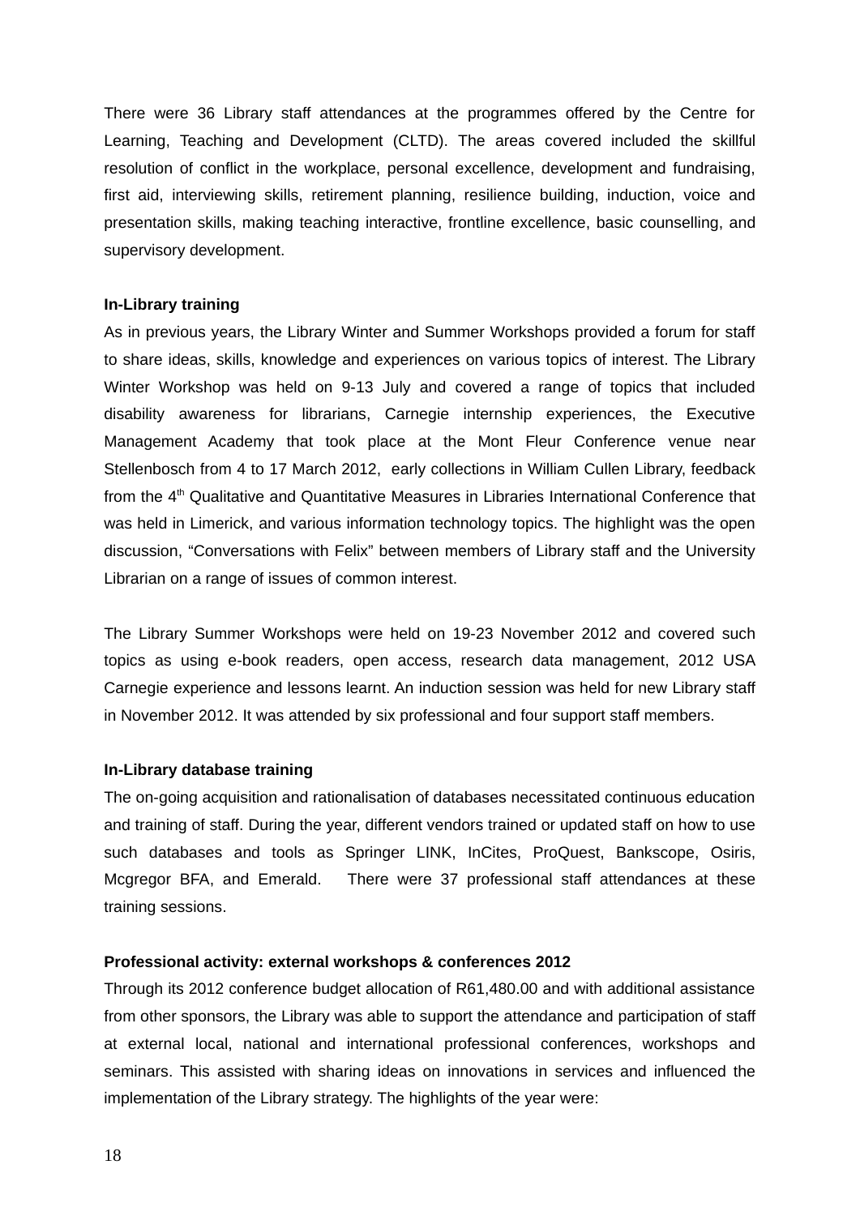There were 36 Library staff attendances at the programmes offered by the Centre for Learning, Teaching and Development (CLTD). The areas covered included the skillful resolution of conflict in the workplace, personal excellence, development and fundraising, first aid, interviewing skills, retirement planning, resilience building, induction, voice and presentation skills, making teaching interactive, frontline excellence, basic counselling, and supervisory development.

**In-Library training**

As in previous years, the Library Winter and Summer Workshops provided a forum for staff to share ideas, skills, knowledge and experiences on various topics of interest. The Library Winter Workshop was held on 9-13 July and covered a range of topics that included disability awareness for librarians, Carnegie internship experiences, the Executive Management Academy that took place at the Mont Fleur Conference venue near Stellenbosch from 4 to 17 March 2012, early collections in William Cullen Library, feedback from the 4th Qualitative and Quantitative Measures in Libraries International Conference that was held in Limerick, and various information technology topics. The highlight was the open discussion, "Conversations with Felix" between members of Library staff and the University Librarian on a range of issues of common interest.

The Library Summer Workshops were held on 19-23 November 2012 and covered such topics as using e-book readers, open access, research data management, 2012 USA Carnegie experience and lessons learnt. An induction session was held for new Library staff in November 2012. It was attended by six professional and four support staff members.

**In-Library database training**

The on-going acquisition and rationalisation of databases necessitated continuous education and training of staff. During the year, different vendors trained or updated staff on how to use such databases and tools as Springer LINK, InCites, ProQuest, Bankscope, Osiris, Mcgregor BFA, and Emerald. There were 37 professional staff attendances at these training sessions.

**Professional activity: external workshops & conferences 2012**

Through its 2012 conference budget allocation of R61,480.00 and with additional assistance from other sponsors, the Library was able to support the attendance and participation of staff at external local, national and international professional conferences, workshops and seminars. This assisted with sharing ideas on innovations in services and influenced the implementation of the Library strategy. The highlights of the year were: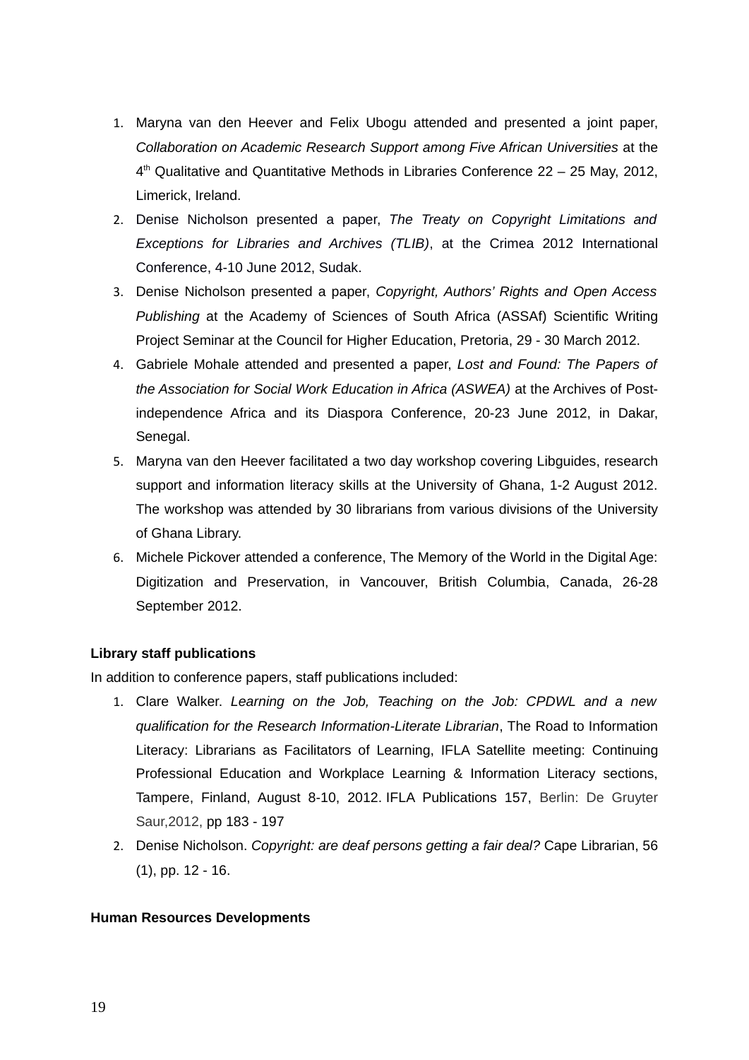1. Maryna van den Heever and Felix Ubogu attended and presented a joint paper, *Collaboration on Academic Research Support among Five African Universities* at the 4th Qualitative and Quantitative Methods in Libraries Conference 22 – 25 May, 2012, Limerick, Ireland.
2. Denise Nicholson presented a paper, *The Treaty on Copyright Limitations and Exceptions for Libraries and Archives (TLIB)*, at the Crimea 2012 International Conference, 4-10 June 2012, Sudak.
3. Denise Nicholson presented a paper, *Copyright, Authors' Rights and Open Access Publishing* at the Academy of Sciences of South Africa (ASSAf) Scientific Writing Project Seminar at the Council for Higher Education, Pretoria, 29 - 30 March 2012.
4. Gabriele Mohale attended and presented a paper, *Lost and Found: The Papers of the Association for Social Work Education in Africa (ASWEA)* at the Archives of Post-independence Africa and its Diaspora Conference, 20-23 June 2012, in Dakar, Senegal.
5. Maryna van den Heever facilitated a two day workshop covering Libguides, research support and information literacy skills at the University of Ghana, 1-2 August 2012. The workshop was attended by 30 librarians from various divisions of the University of Ghana Library.
6. Michele Pickover attended a conference, The Memory of the World in the Digital Age: Digitization and Preservation, in Vancouver, British Columbia, Canada, 26-28 September 2012.

**Library staff publications**

In addition to conference papers, staff publications included:

1. Clare Walker. *Learning on the Job, Teaching on the Job: CPDWL and a new qualification for the Research Information-Literate Librarian*, The Road to Information Literacy: Librarians as Facilitators of Learning, IFLA Satellite meeting: Continuing Professional Education and Workplace Learning & Information Literacy sections, Tampere, Finland, August 8-10, 2012. IFLA Publications 157, Berlin: De Gruyter Saur,2012, pp 183 - 197
2. Denise Nicholson. *Copyright: are deaf persons getting a fair deal?* Cape Librarian, 56 (1), pp. 12 - 16.

**Human Resources Developments**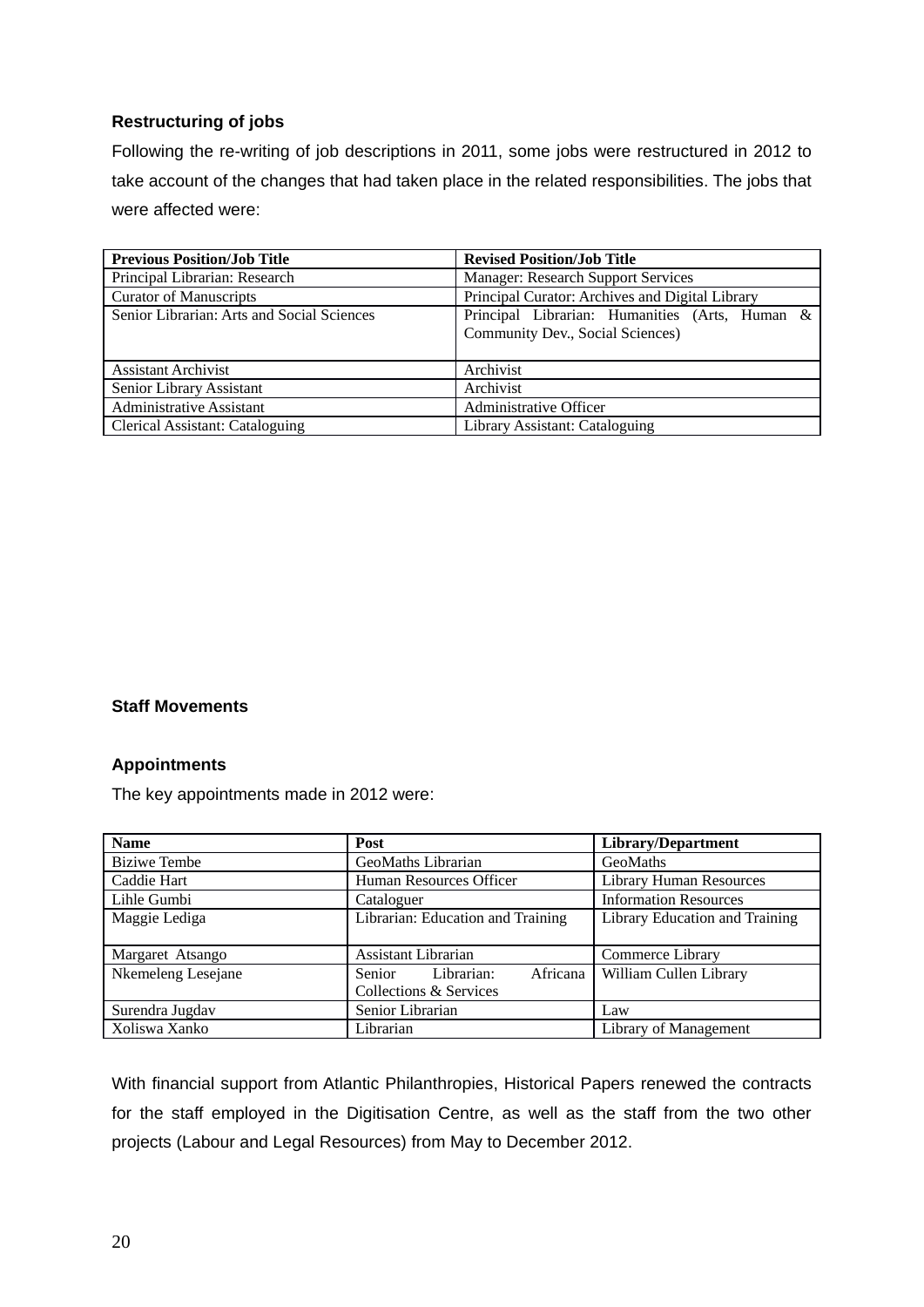### Restructuring of jobs

Following the re-writing of job descriptions in 2011, some jobs were restructured in 2012 to take account of the changes that had taken place in the related responsibilities. The jobs that were affected were:

| Previous Position/Job Title | Revised Position/Job Title |
|---|---|
| Principal Librarian: Research | Manager: Research Support Services |
| Curator of Manuscripts | Principal Curator: Archives and Digital Library |
| Senior Librarian: Arts and Social Sciences | Principal Librarian: Humanities (Arts, Human & Community Dev., Social Sciences) |
| Assistant Archivist | Archivist |
| Senior Library Assistant | Archivist |
| Administrative Assistant | Administrative Officer |
| Clerical Assistant: Cataloguing | Library Assistant: Cataloguing |

### Staff Movements

### Appointments

The key appointments made in 2012 were:

| Name | Post | Library/Department |
|---|---|---|
| Biziwe Tembe | GeoMaths Librarian | GeoMaths |
| Caddie Hart | Human Resources Officer | Library Human Resources |
| Lihle Gumbi | Cataloguer | Information Resources |
| Maggie Lediga | Librarian: Education and Training | Library Education and Training |
| Margaret Atsango | Assistant Librarian | Commerce Library |
| Nkemeleng Lesejane | Senior Librarian: Africana Collections & Services | William Cullen Library |
| Surendra Jugdav | Senior Librarian | Law |
| Xoliswa Xanko | Librarian | Library of Management |

With financial support from Atlantic Philanthropies, Historical Papers renewed the contracts for the staff employed in the Digitisation Centre, as well as the staff from the two other projects (Labour and Legal Resources) from May to December 2012.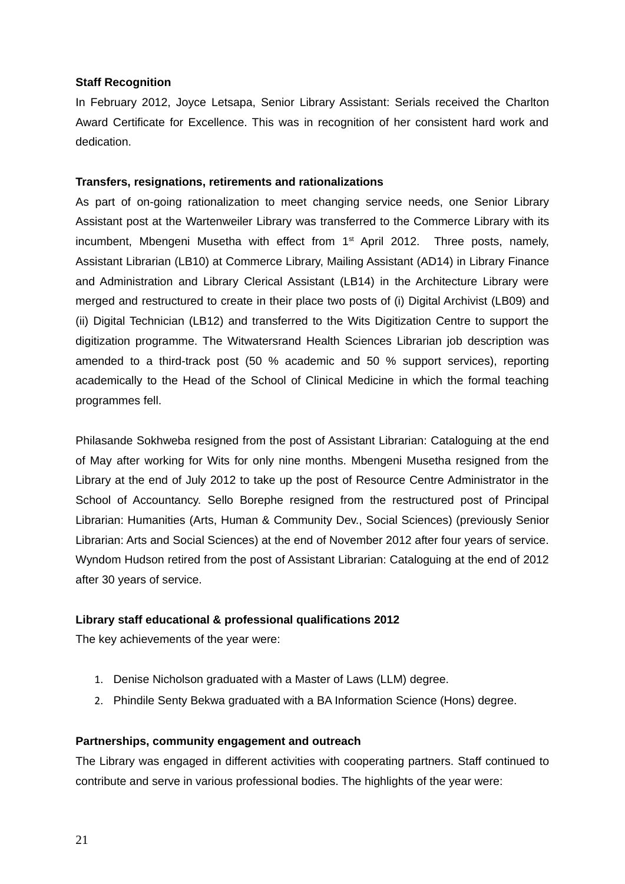**Staff Recognition**

In February 2012, Joyce Letsapa, Senior Library Assistant: Serials received the Charlton Award Certificate for Excellence. This was in recognition of her consistent hard work and dedication.

**Transfers, resignations, retirements and rationalizations**

As part of on-going rationalization to meet changing service needs, one Senior Library Assistant post at the Wartenweiler Library was transferred to the Commerce Library with its incumbent, Mbengeni Musetha with effect from 1st April 2012. Three posts, namely, Assistant Librarian (LB10) at Commerce Library, Mailing Assistant (AD14) in Library Finance and Administration and Library Clerical Assistant (LB14) in the Architecture Library were merged and restructured to create in their place two posts of (i) Digital Archivist (LB09) and (ii) Digital Technician (LB12) and transferred to the Wits Digitization Centre to support the digitization programme. The Witwatersrand Health Sciences Librarian job description was amended to a third-track post (50 % academic and 50 % support services), reporting academically to the Head of the School of Clinical Medicine in which the formal teaching programmes fell.

Philasande Sokhweba resigned from the post of Assistant Librarian: Cataloguing at the end of May after working for Wits for only nine months. Mbengeni Musetha resigned from the Library at the end of July 2012 to take up the post of Resource Centre Administrator in the School of Accountancy. Sello Borephe resigned from the restructured post of Principal Librarian: Humanities (Arts, Human & Community Dev., Social Sciences) (previously Senior Librarian: Arts and Social Sciences) at the end of November 2012 after four years of service. Wyndom Hudson retired from the post of Assistant Librarian: Cataloguing at the end of 2012 after 30 years of service.

**Library staff educational & professional qualifications 2012**

The key achievements of the year were:

1. Denise Nicholson graduated with a Master of Laws (LLM) degree.
2. Phindile Senty Bekwa graduated with a BA Information Science (Hons) degree.

**Partnerships, community engagement and outreach**

The Library was engaged in different activities with cooperating partners. Staff continued to contribute and serve in various professional bodies. The highlights of the year were: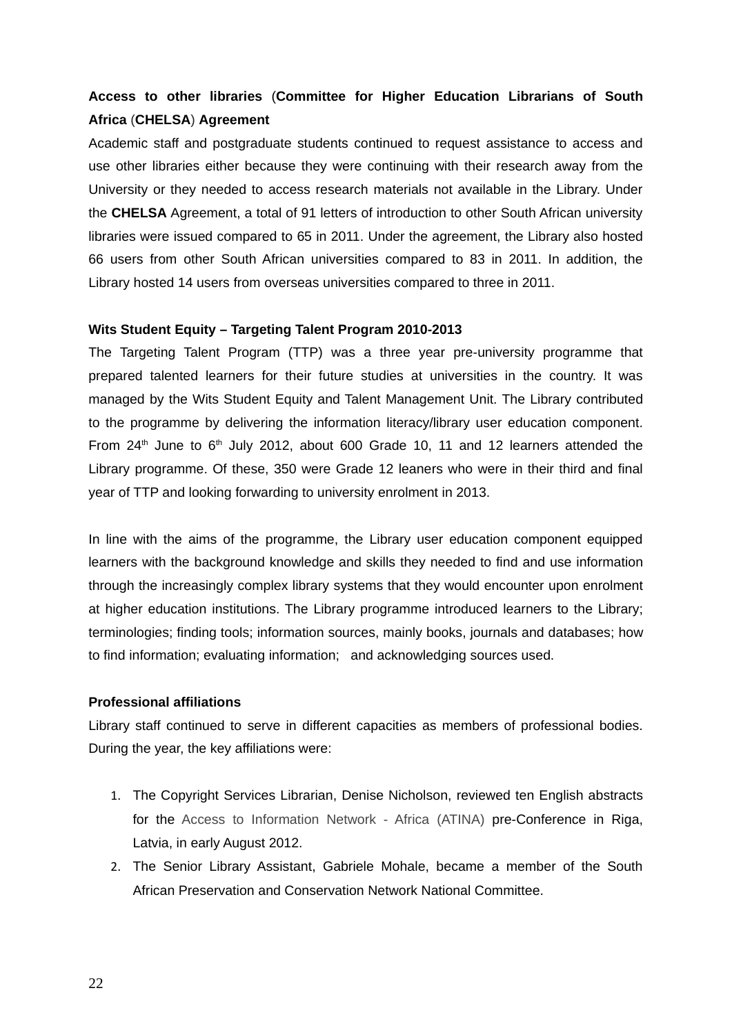**Access to other libraries (Committee for Higher Education Librarians of South Africa (CHELSA) Agreement**

Academic staff and postgraduate students continued to request assistance to access and use other libraries either because they were continuing with their research away from the University or they needed to access research materials not available in the Library. Under the **CHELSA** Agreement, a total of 91 letters of introduction to other South African university libraries were issued compared to 65 in 2011. Under the agreement, the Library also hosted 66 users from other South African universities compared to 83 in 2011. In addition, the Library hosted 14 users from overseas universities compared to three in 2011.

**Wits Student Equity – Targeting Talent Program 2010-2013**

The Targeting Talent Program (TTP) was a three year pre-university programme that prepared talented learners for their future studies at universities in the country. It was managed by the Wits Student Equity and Talent Management Unit. The Library contributed to the programme by delivering the information literacy/library user education component. From 24th June to 6th July 2012, about 600 Grade 10, 11 and 12 learners attended the Library programme. Of these, 350 were Grade 12 leaners who were in their third and final year of TTP and looking forwarding to university enrolment in 2013.

In line with the aims of the programme, the Library user education component equipped learners with the background knowledge and skills they needed to find and use information through the increasingly complex library systems that they would encounter upon enrolment at higher education institutions. The Library programme introduced learners to the Library; terminologies; finding tools; information sources, mainly books, journals and databases; how to find information; evaluating information; and acknowledging sources used.

**Professional affiliations**

Library staff continued to serve in different capacities as members of professional bodies. During the year, the key affiliations were:

1. The Copyright Services Librarian, Denise Nicholson, reviewed ten English abstracts for the Access to Information Network - Africa (ATINA) pre-Conference in Riga, Latvia, in early August 2012.
2. The Senior Library Assistant, Gabriele Mohale, became a member of the South African Preservation and Conservation Network National Committee.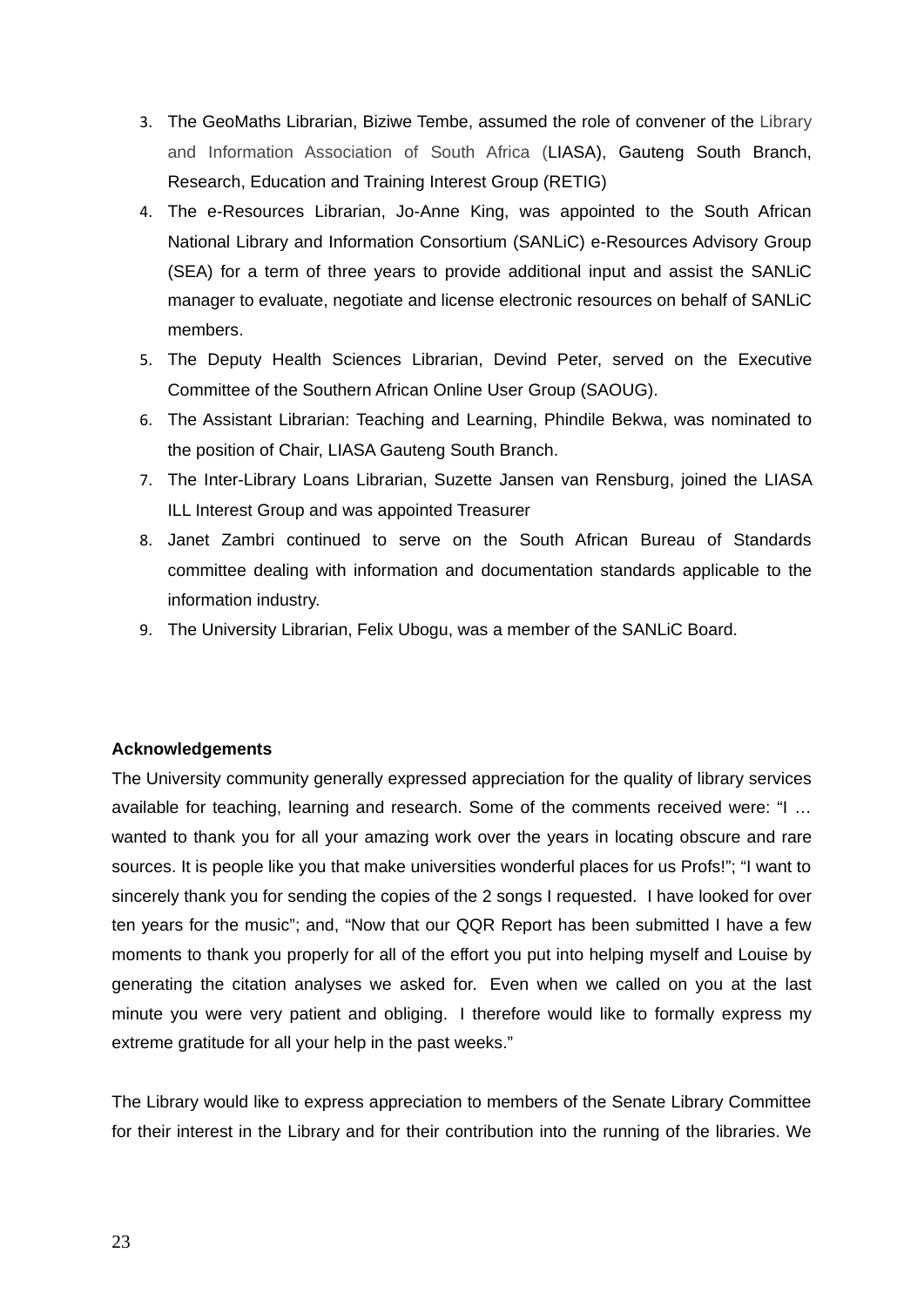3. The GeoMaths Librarian, Biziwe Tembe, assumed the role of convener of the Library and Information Association of South Africa (LIASA), Gauteng South Branch, Research, Education and Training Interest Group (RETIG)
4. The e-Resources Librarian, Jo-Anne King, was appointed to the South African National Library and Information Consortium (SANLiC) e-Resources Advisory Group (SEA) for a term of three years to provide additional input and assist the SANLiC manager to evaluate, negotiate and license electronic resources on behalf of SANLiC members.
5. The Deputy Health Sciences Librarian, Devind Peter, served on the Executive Committee of the Southern African Online User Group (SAOUG).
6. The Assistant Librarian: Teaching and Learning, Phindile Bekwa, was nominated to the position of Chair, LIASA Gauteng South Branch.
7. The Inter-Library Loans Librarian, Suzette Jansen van Rensburg, joined the LIASA ILL Interest Group and was appointed Treasurer
8. Janet Zambri continued to serve on the South African Bureau of Standards committee dealing with information and documentation standards applicable to the information industry.
9. The University Librarian, Felix Ubogu, was a member of the SANLiC Board.

**Acknowledgements**

The University community generally expressed appreciation for the quality of library services available for teaching, learning and research. Some of the comments received were: "I … wanted to thank you for all your amazing work over the years in locating obscure and rare sources. It is people like you that make universities wonderful places for us Profs!"; "I want to sincerely thank you for sending the copies of the 2 songs I requested. I have looked for over ten years for the music"; and, "Now that our QQR Report has been submitted I have a few moments to thank you properly for all of the effort you put into helping myself and Louise by generating the citation analyses we asked for. Even when we called on you at the last minute you were very patient and obliging. I therefore would like to formally express my extreme gratitude for all your help in the past weeks."

The Library would like to express appreciation to members of the Senate Library Committee for their interest in the Library and for their contribution into the running of the libraries. We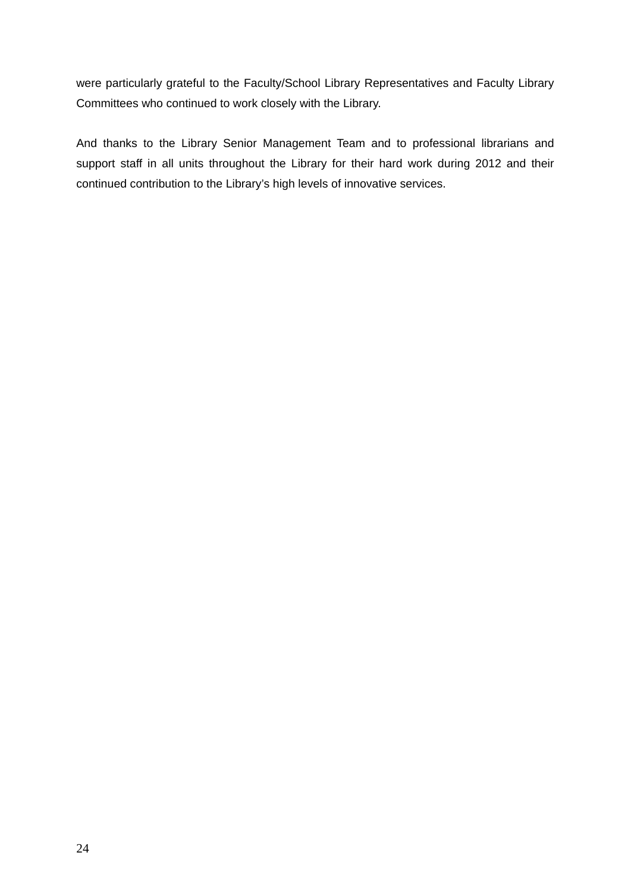were particularly grateful to the Faculty/School Library Representatives and Faculty Library Committees who continued to work closely with the Library.

And thanks to the Library Senior Management Team and to professional librarians and support staff in all units throughout the Library for their hard work during 2012 and their continued contribution to the Library's high levels of innovative services.